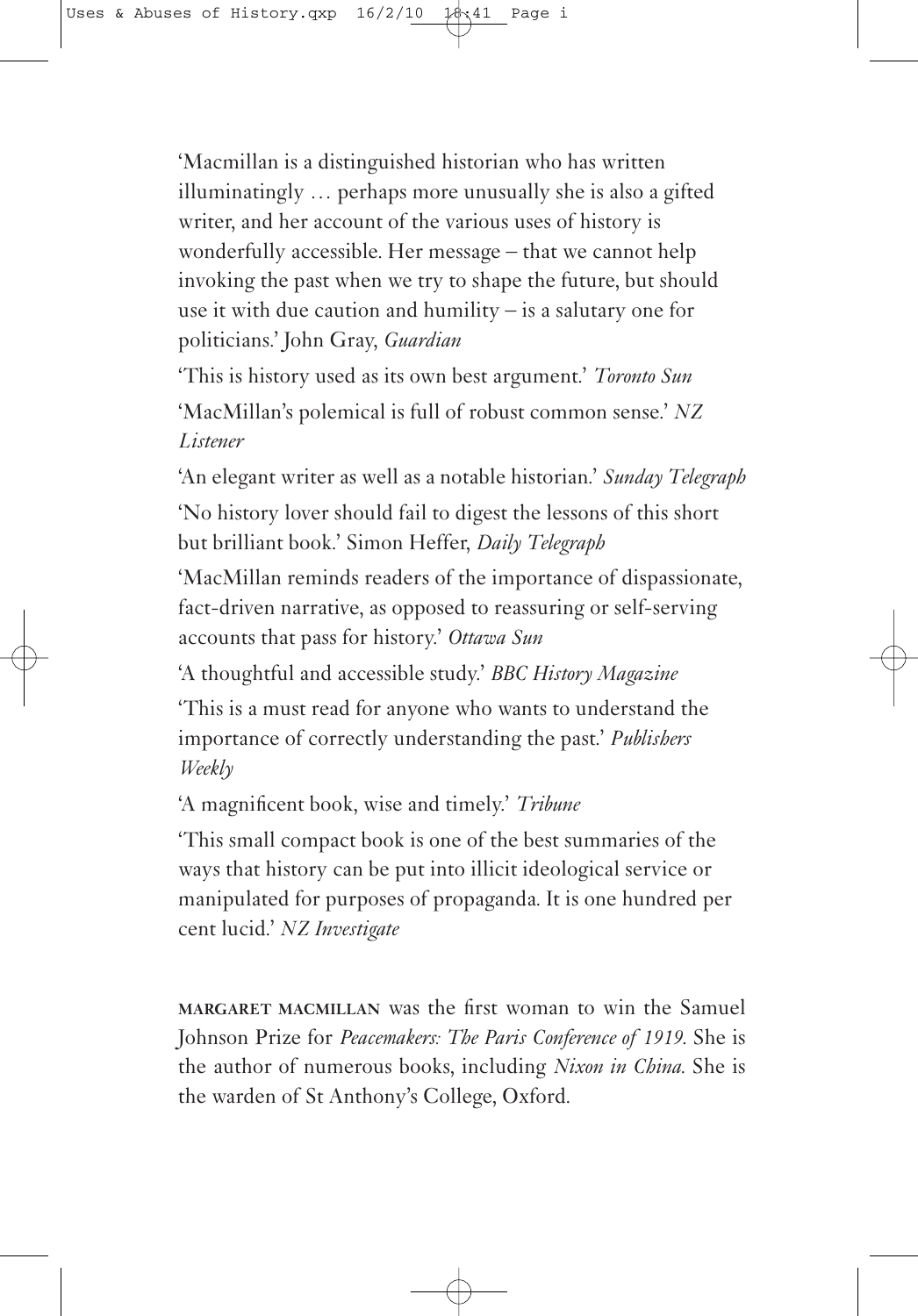'Macmillan is a distinguished historian who has written illuminatingly … perhaps more unusually she is also a gifted writer, and her account of the various uses of history is wonderfully accessible. Her message – that we cannot help invoking the past when we try to shape the future, but should use it with due caution and humility – is a salutary one for politicians.' John Gray, *Guardian*

'This is history used as its own best argument.' *Toronto Sun*

'MacMillan's polemical is full of robust common sense.' *NZ Listener*

'An elegant writer as well as a notable historian.' *Sunday Telegraph*

'No history lover should fail to digest the lessons of this short but brilliant book.' Simon Heffer, *Daily Telegraph*

'MacMillan reminds readers of the importance of dispassionate, fact-driven narrative, as opposed to reassuring or self-serving accounts that pass for history.' *Ottawa Sun*

'A thoughtful and accessible study.' *BBC History Magazine*

'This is a must read for anyone who wants to understand the importance of correctly understanding the past.' *Publishers Weekly*

'A magnificent book, wise and timely.' *Tribune*

'This small compact book is one of the best summaries of the ways that history can be put into illicit ideological service or manipulated for purposes of propaganda. It is one hundred per cent lucid.' *NZ Investigate*

**MARGARET MACMILLAN** was the first woman to win the Samuel Johnson Prize for *Peacemakers: The Paris Conference of 1919*. She is the author of numerous books, including *Nixon in China*. She is the warden of St Anthony's College, Oxford.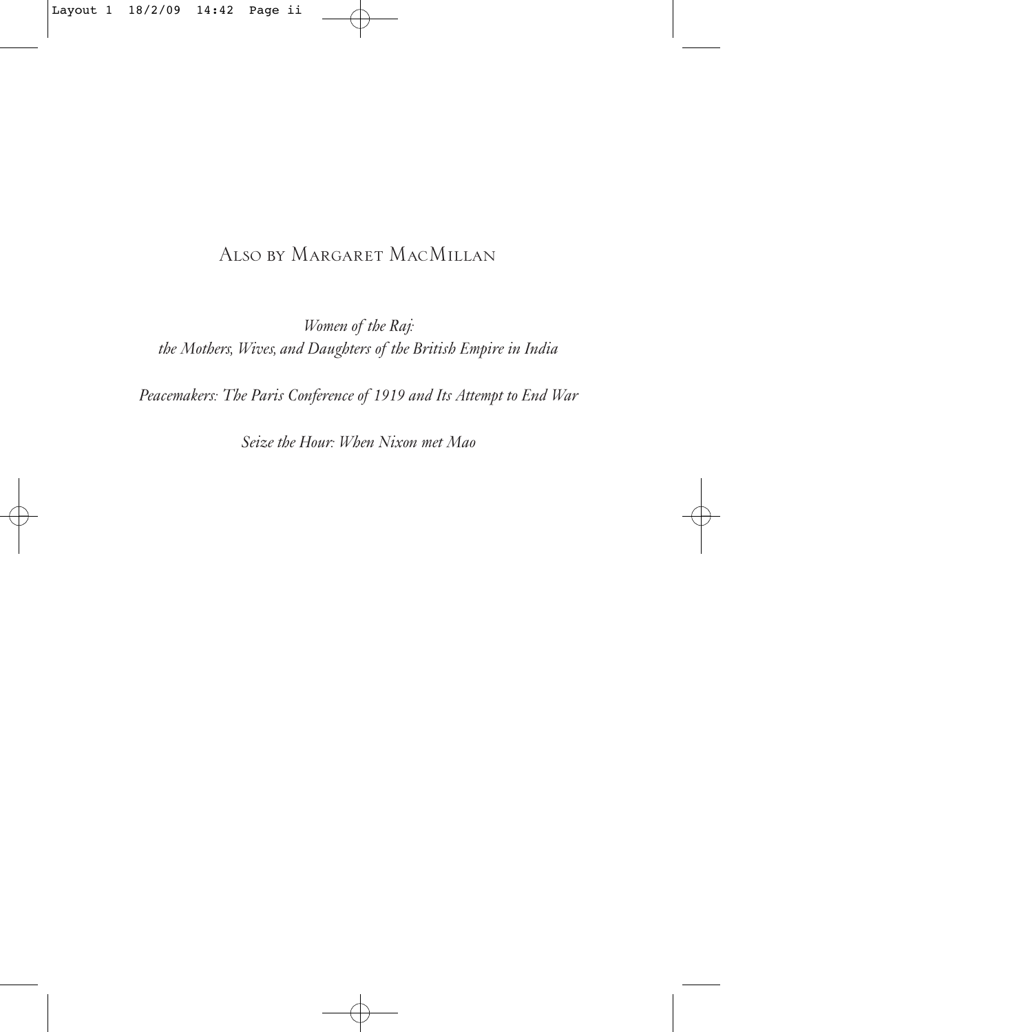## Also by Margaret MacMillan

*Women of the Raj:*
*the Mothers, Wives, and Daughters of the British Empire in India*

*Peacemakers: The Paris Conference of 1919 and Its Attempt to End War*

*Seize the Hour: When Nixon met Mao*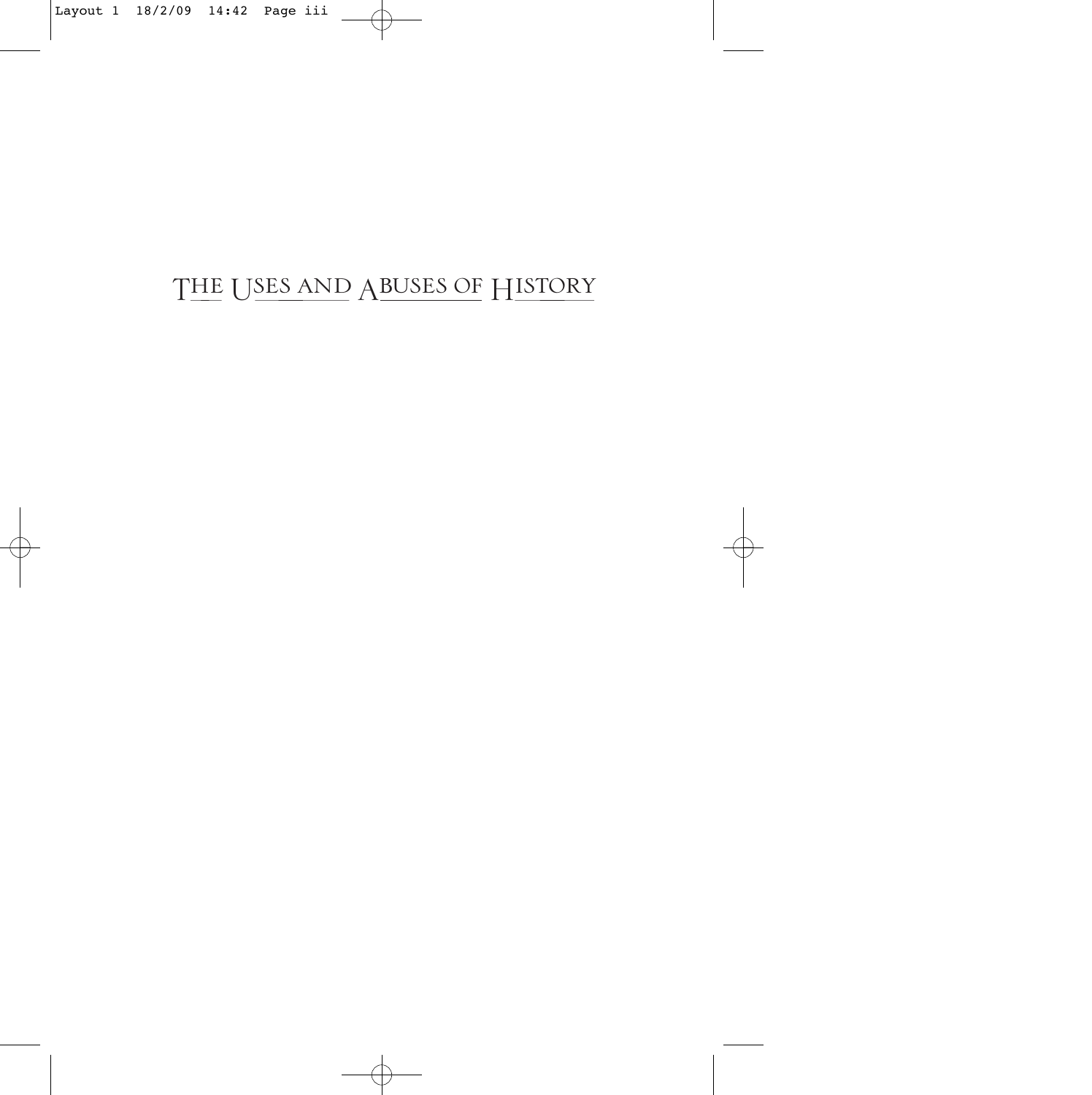# THE USES AND ABUSES OF HISTORY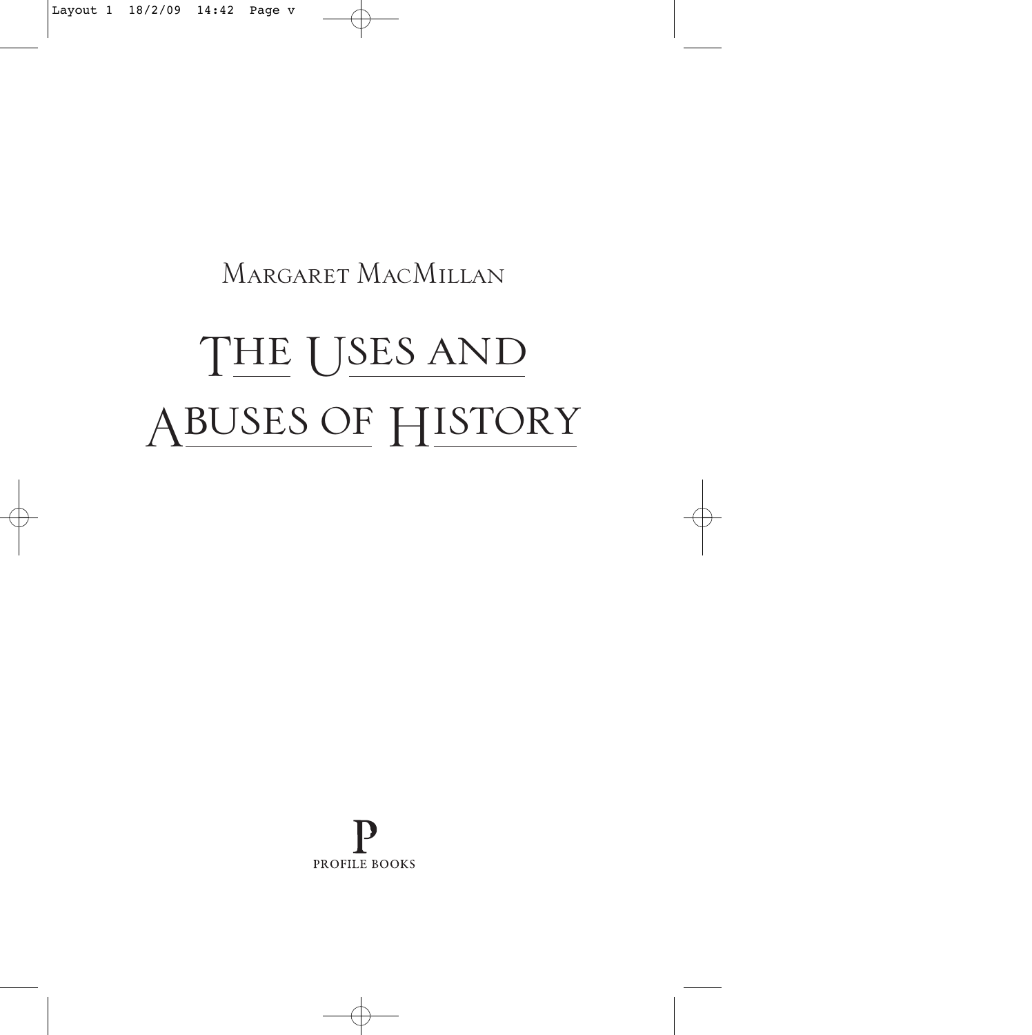Margaret MacMillan

# The Uses and Abuses of History

Profile Books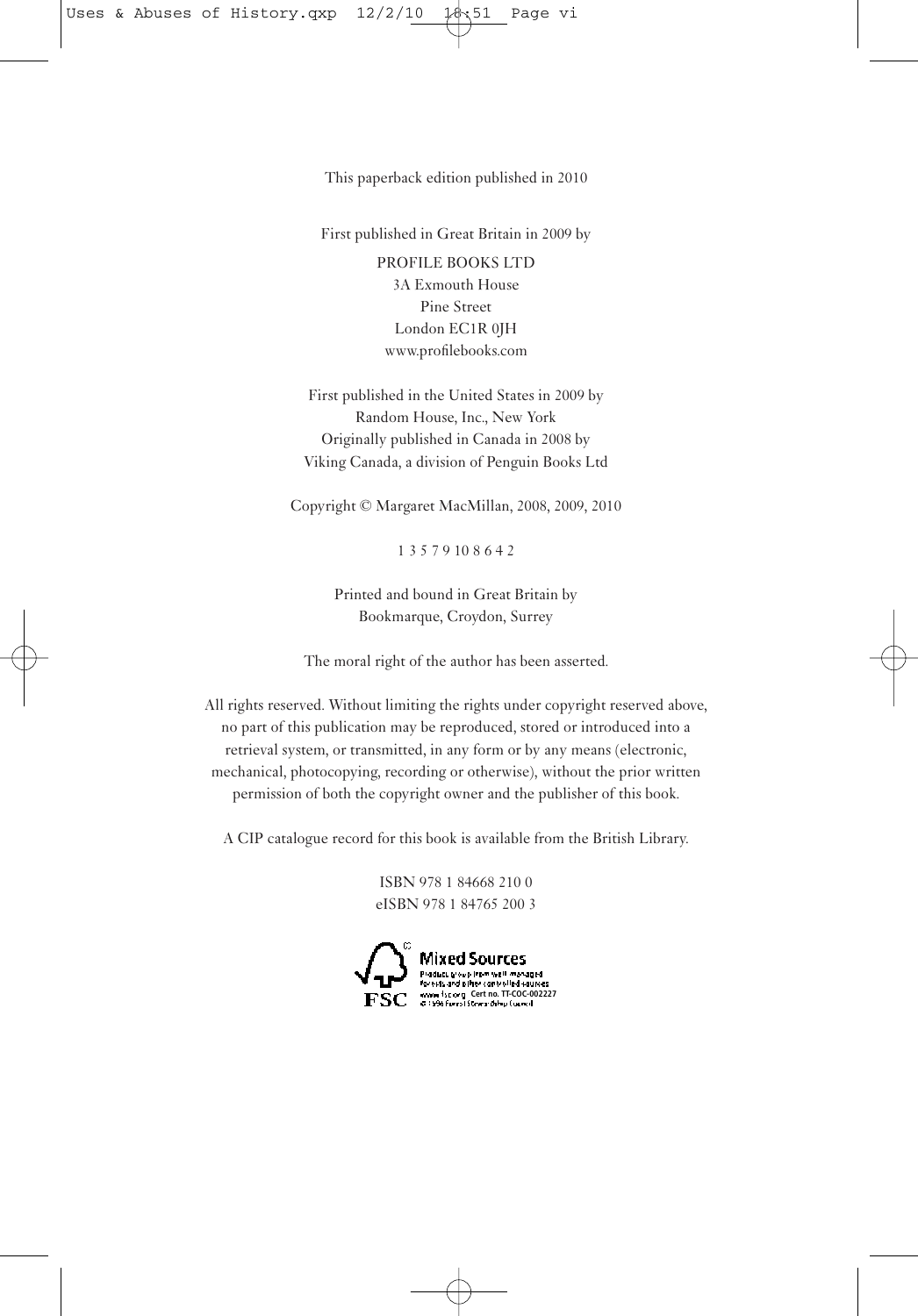This paperback edition published in 2010

First published in Great Britain in 2009 by

PROFILE BOOKS LTD
3A Exmouth House
Pine Street
London EC1R 0JH
www.profilebooks.com

First published in the United States in 2009 by
Random House, Inc., New York
Originally published in Canada in 2008 by
Viking Canada, a division of Penguin Books Ltd

Copyright © Margaret MacMillan, 2008, 2009, 2010

1 3 5 7 9 10 8 6 4 2

Printed and bound in Great Britain by
Bookmarque, Croydon, Surrey

The moral right of the author has been asserted.

All rights reserved. Without limiting the rights under copyright reserved above, no part of this publication may be reproduced, stored or introduced into a retrieval system, or transmitted, in any form or by any means (electronic, mechanical, photocopying, recording or otherwise), without the prior written permission of both the copyright owner and the publisher of this book.

A CIP catalogue record for this book is available from the British Library.

ISBN 978 1 84668 210 0
eISBN 978 1 84765 200 3

Mixed Sources
Product group from well-managed forests and other controlled sources
www.fsc.org Cert no. TT-COC-002227
© 1996 Forest Stewardship Council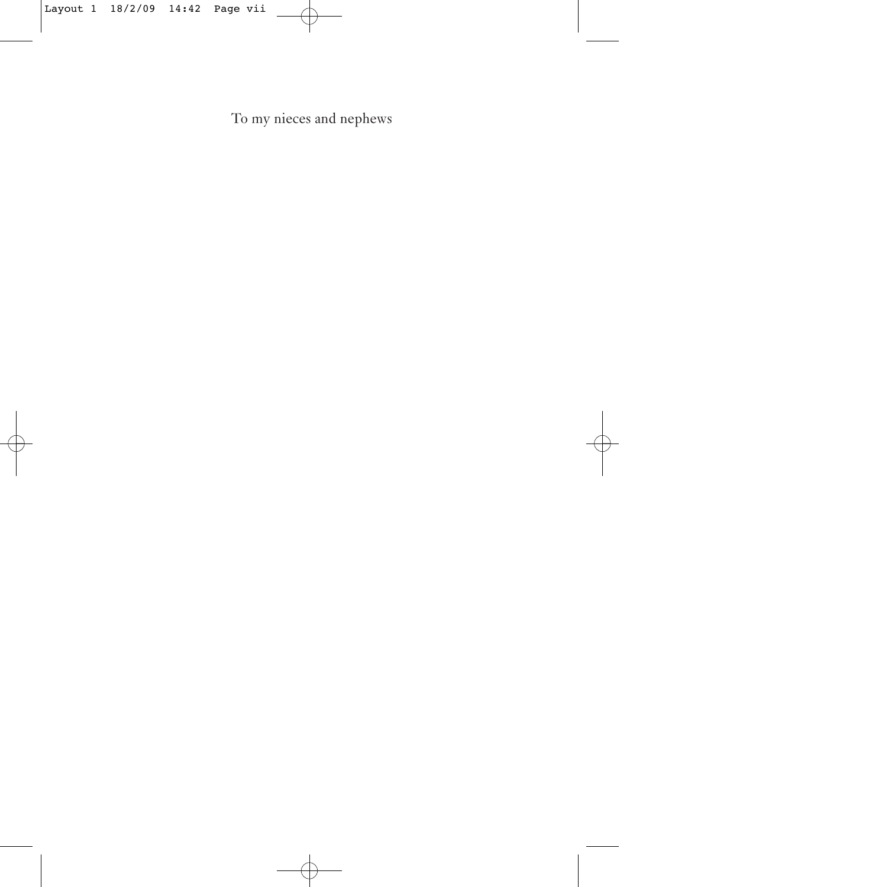To my nieces and nephews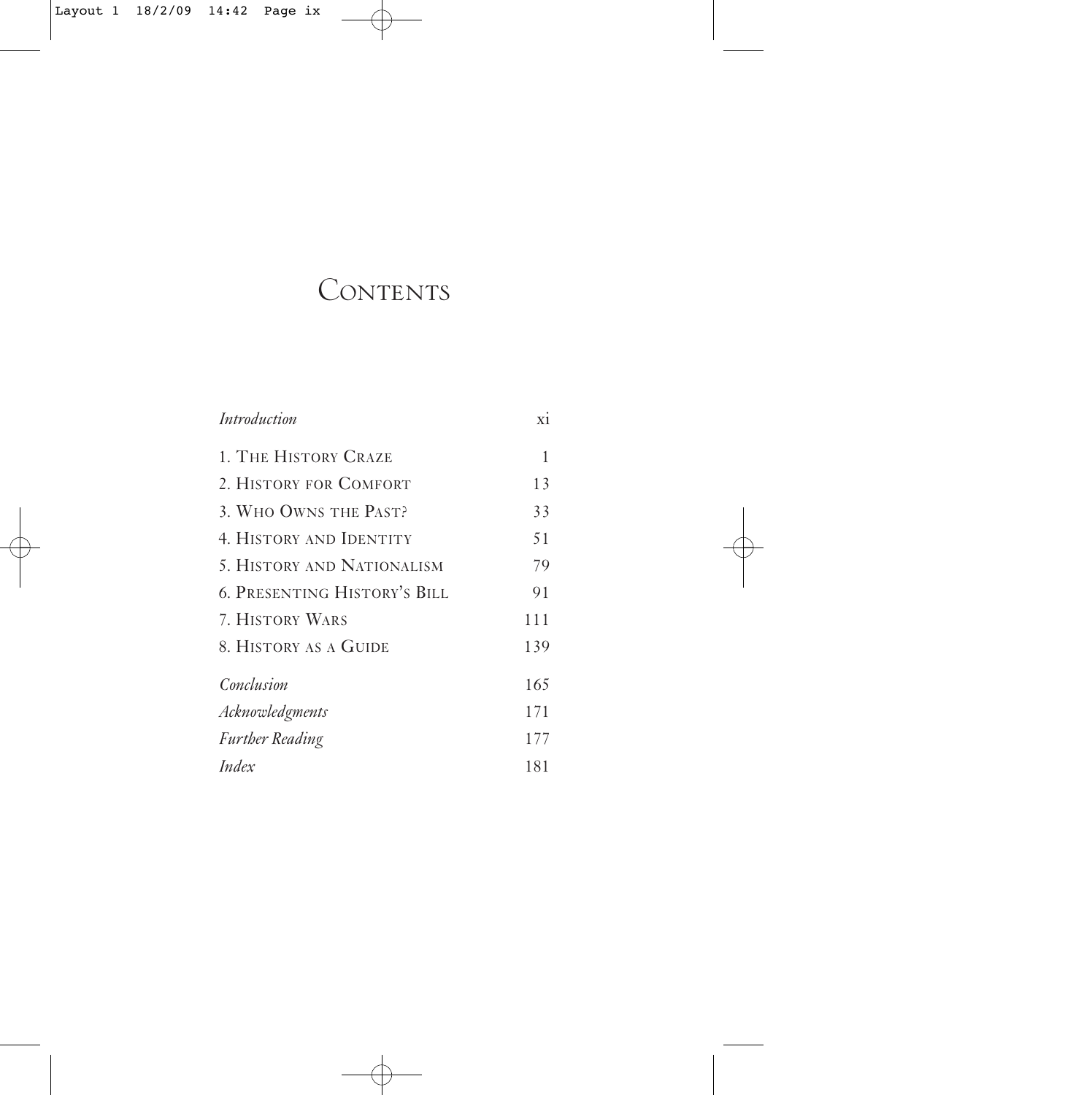# Contents

| | |
|---|---|
| *Introduction* | xi |
| 1. The History Craze | 1 |
| 2. History for Comfort | 13 |
| 3. Who Owns the Past? | 33 |
| 4. History and Identity | 51 |
| 5. History and Nationalism | 79 |
| 6. Presenting History's Bill | 91 |
| 7. History Wars | 111 |
| 8. History as a Guide | 139 |
| *Conclusion* | 165 |
| *Acknowledgments* | 171 |
| *Further Reading* | 177 |
| *Index* | 181 |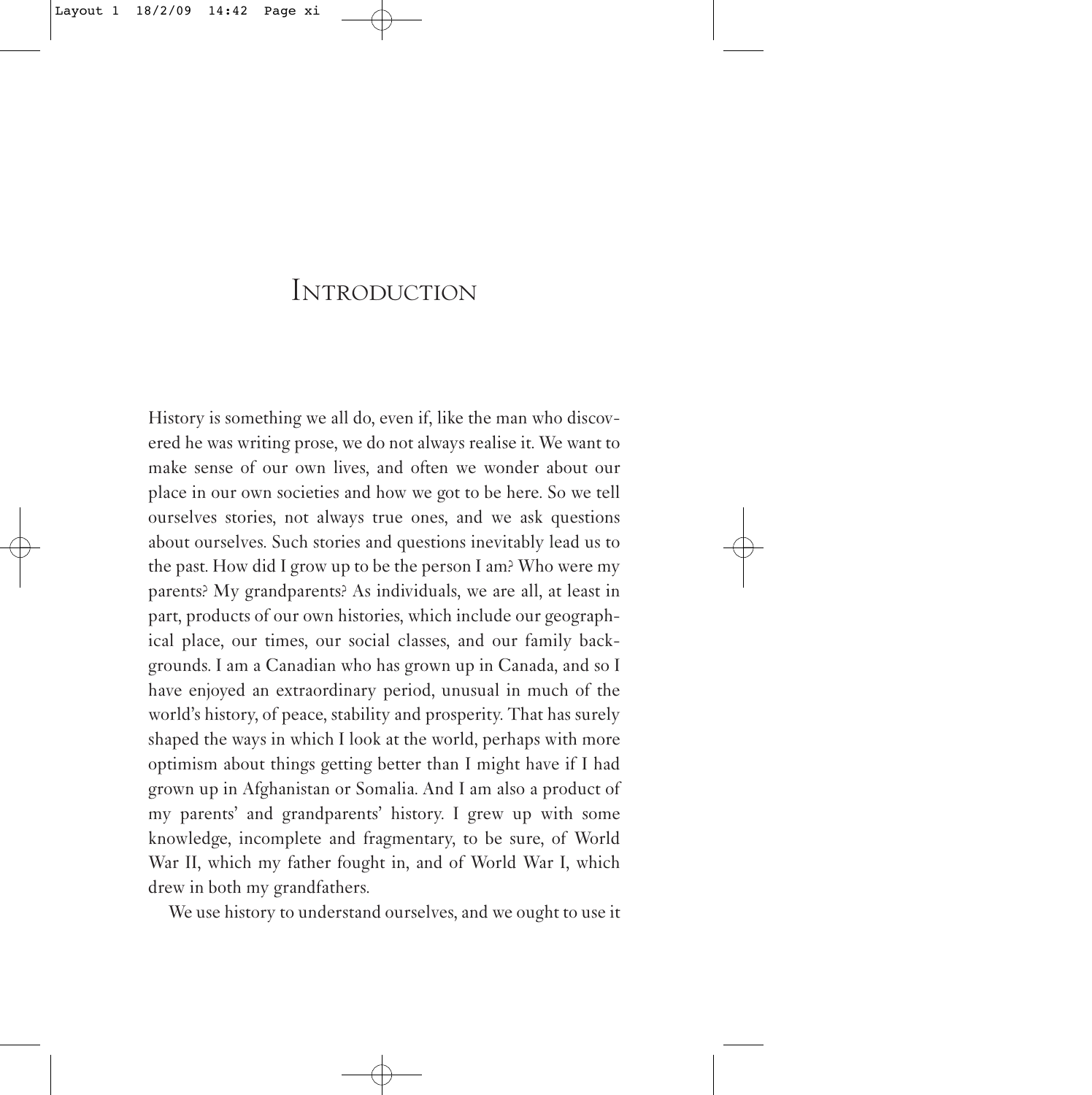# Introduction

History is something we all do, even if, like the man who discovered he was writing prose, we do not always realise it. We want to make sense of our own lives, and often we wonder about our place in our own societies and how we got to be here. So we tell ourselves stories, not always true ones, and we ask questions about ourselves. Such stories and questions inevitably lead us to the past. How did I grow up to be the person I am? Who were my parents? My grandparents? As individuals, we are all, at least in part, products of our own histories, which include our geographical place, our times, our social classes, and our family backgrounds. I am a Canadian who has grown up in Canada, and so I have enjoyed an extraordinary period, unusual in much of the world's history, of peace, stability and prosperity. That has surely shaped the ways in which I look at the world, perhaps with more optimism about things getting better than I might have if I had grown up in Afghanistan or Somalia. And I am also a product of my parents' and grandparents' history. I grew up with some knowledge, incomplete and fragmentary, to be sure, of World War II, which my father fought in, and of World War I, which drew in both my grandfathers.

We use history to understand ourselves, and we ought to use it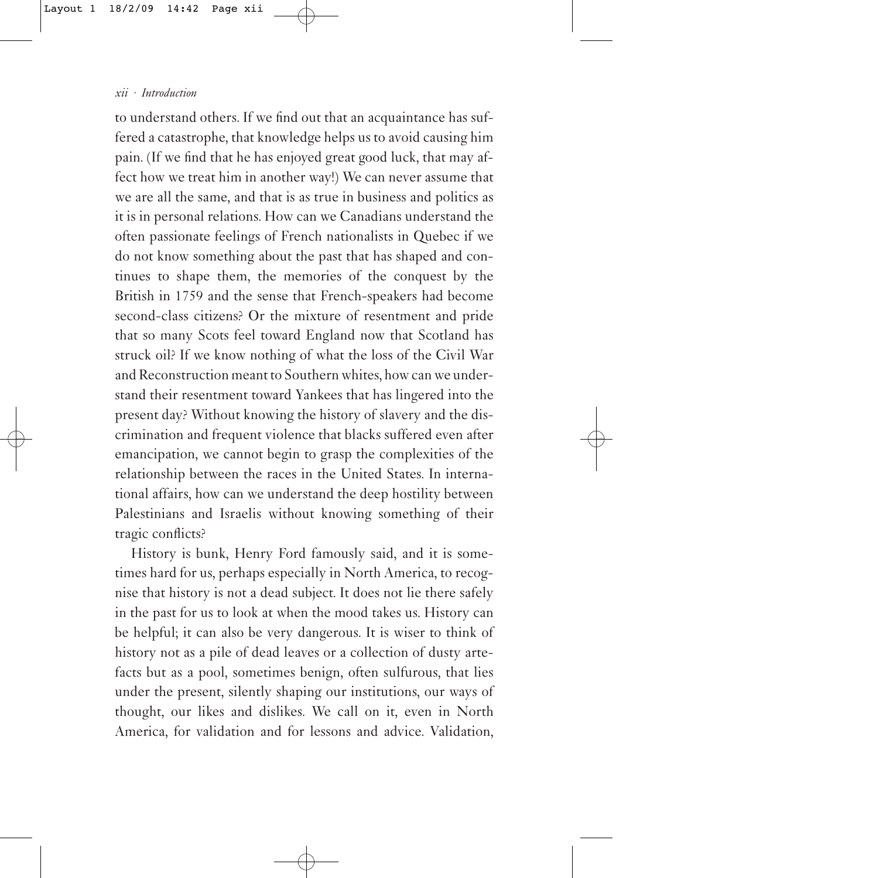to understand others. If we find out that an acquaintance has suffered a catastrophe, that knowledge helps us to avoid causing him pain. (If we find that he has enjoyed great good luck, that may affect how we treat him in another way!) We can never assume that we are all the same, and that is as true in business and politics as it is in personal relations. How can we Canadians understand the often passionate feelings of French nationalists in Quebec if we do not know something about the past that has shaped and continues to shape them, the memories of the conquest by the British in 1759 and the sense that French-speakers had become second-class citizens? Or the mixture of resentment and pride that so many Scots feel toward England now that Scotland has struck oil? If we know nothing of what the loss of the Civil War and Reconstruction meant to Southern whites, how can we understand their resentment toward Yankees that has lingered into the present day? Without knowing the history of slavery and the discrimination and frequent violence that blacks suffered even after emancipation, we cannot begin to grasp the complexities of the relationship between the races in the United States. In international affairs, how can we understand the deep hostility between Palestinians and Israelis without knowing something of their tragic conflicts?

History is bunk, Henry Ford famously said, and it is sometimes hard for us, perhaps especially in North America, to recognise that history is not a dead subject. It does not lie there safely in the past for us to look at when the mood takes us. History can be helpful; it can also be very dangerous. It is wiser to think of history not as a pile of dead leaves or a collection of dusty artefacts but as a pool, sometimes benign, often sulfurous, that lies under the present, silently shaping our institutions, our ways of thought, our likes and dislikes. We call on it, even in North America, for validation and for lessons and advice. Validation,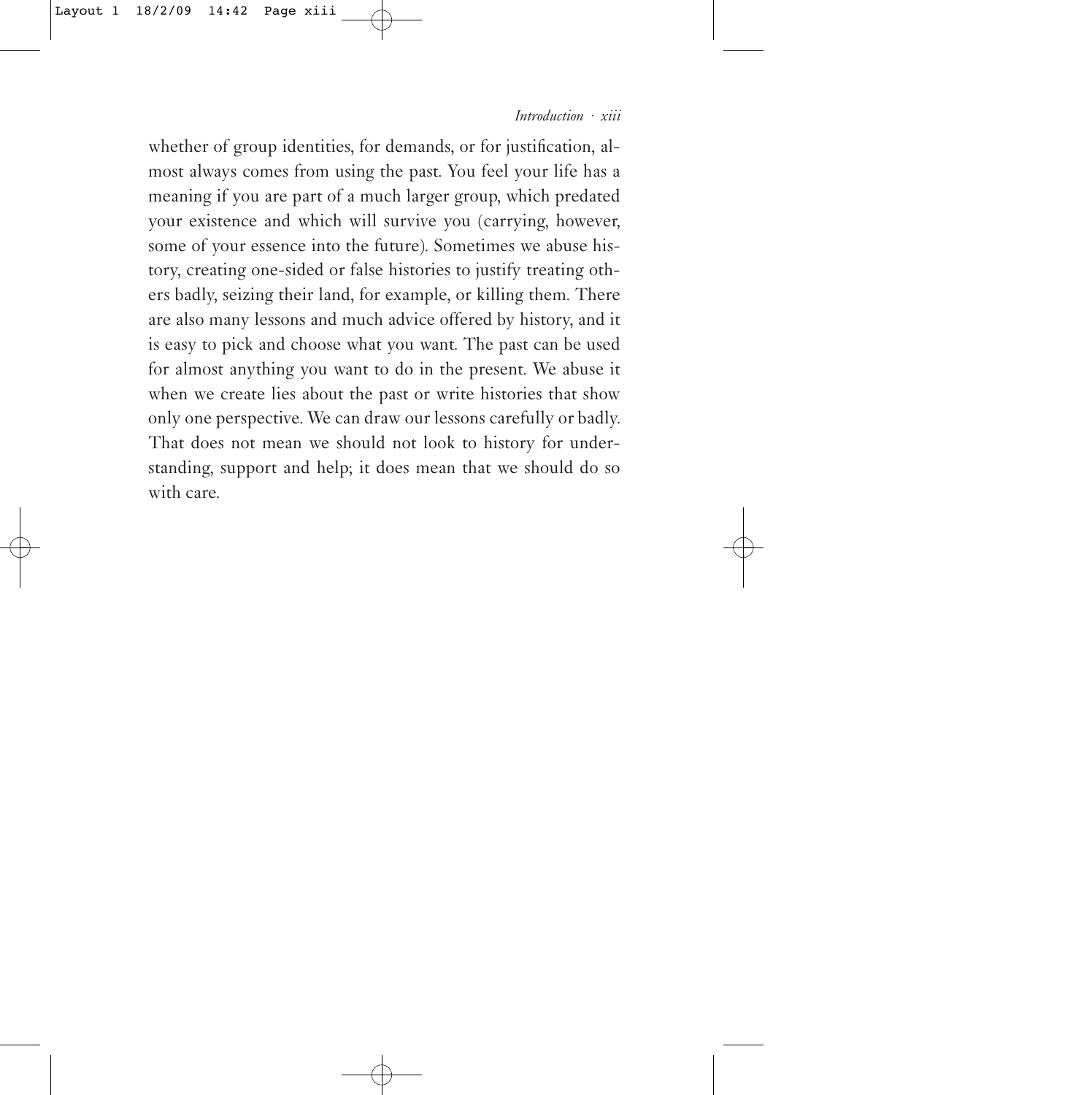whether of group identities, for demands, or for justification, almost always comes from using the past. You feel your life has a meaning if you are part of a much larger group, which predated your existence and which will survive you (carrying, however, some of your essence into the future). Sometimes we abuse history, creating one-sided or false histories to justify treating others badly, seizing their land, for example, or killing them. There are also many lessons and much advice offered by history, and it is easy to pick and choose what you want. The past can be used for almost anything you want to do in the present. We abuse it when we create lies about the past or write histories that show only one perspective. We can draw our lessons carefully or badly. That does not mean we should not look to history for understanding, support and help; it does mean that we should do so with care.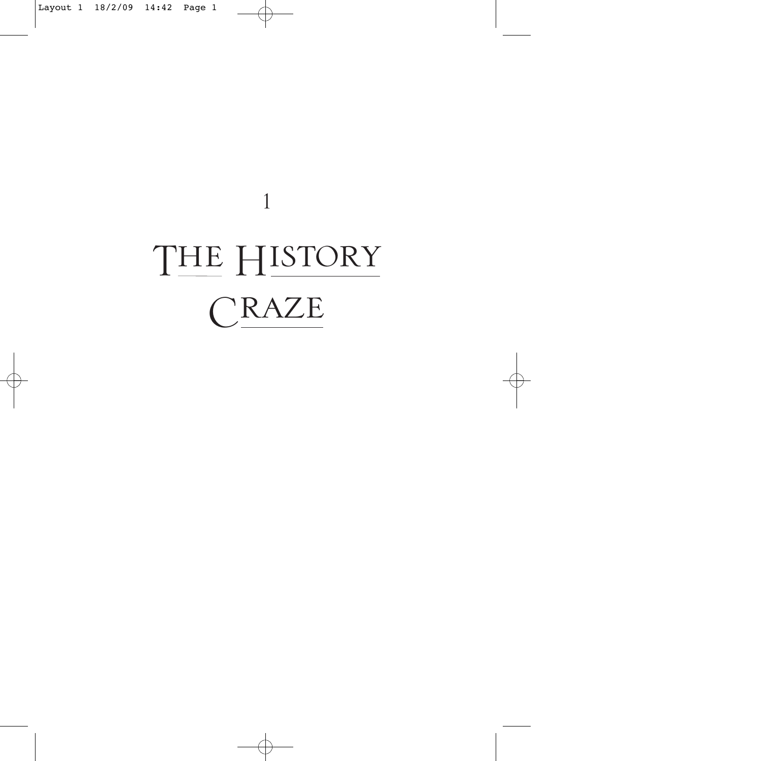# 1

# THE HISTORY CRAZE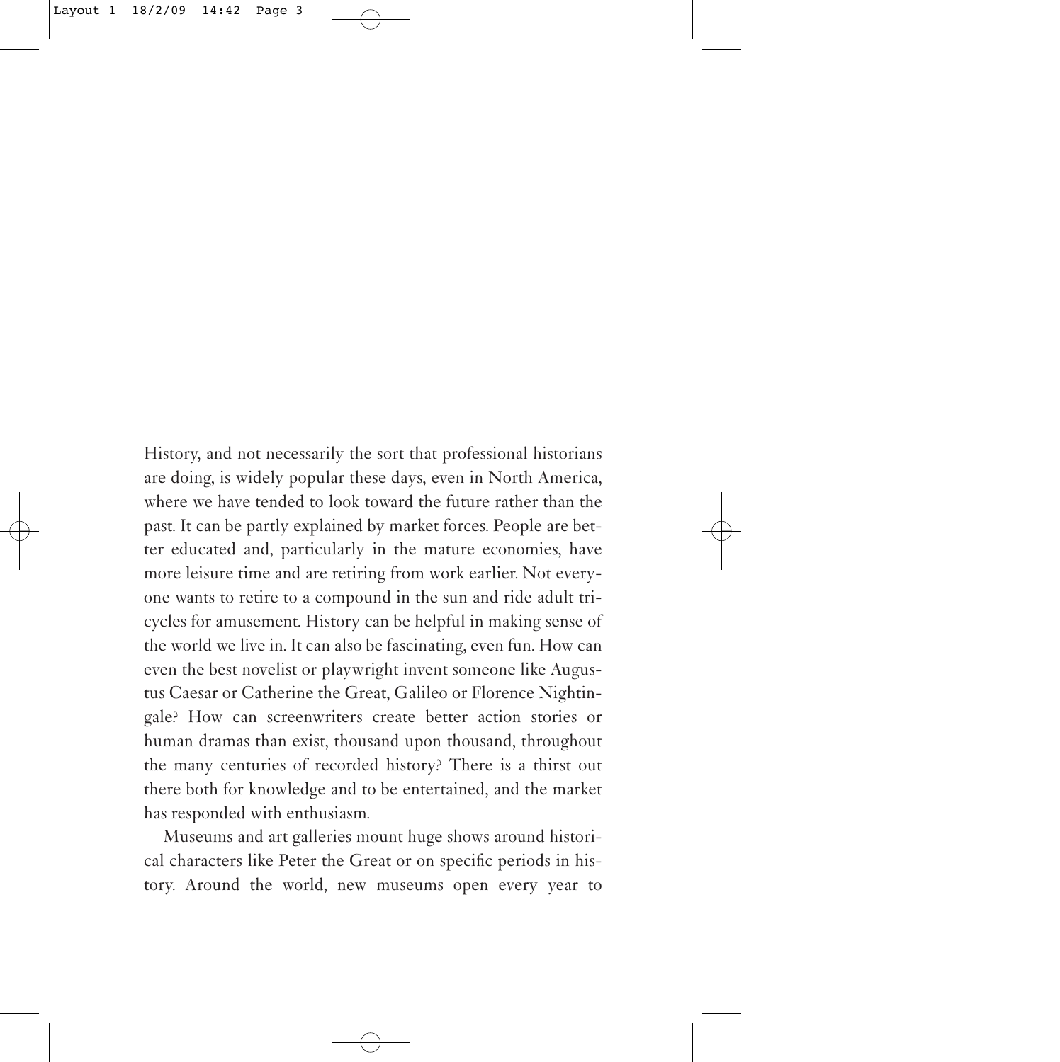History, and not necessarily the sort that professional historians are doing, is widely popular these days, even in North America, where we have tended to look toward the future rather than the past. It can be partly explained by market forces. People are better educated and, particularly in the mature economies, have more leisure time and are retiring from work earlier. Not everyone wants to retire to a compound in the sun and ride adult tricycles for amusement. History can be helpful in making sense of the world we live in. It can also be fascinating, even fun. How can even the best novelist or playwright invent someone like Augustus Caesar or Catherine the Great, Galileo or Florence Nightingale? How can screenwriters create better action stories or human dramas than exist, thousand upon thousand, throughout the many centuries of recorded history? There is a thirst out there both for knowledge and to be entertained, and the market has responded with enthusiasm.

Museums and art galleries mount huge shows around historical characters like Peter the Great or on specific periods in history. Around the world, new museums open every year to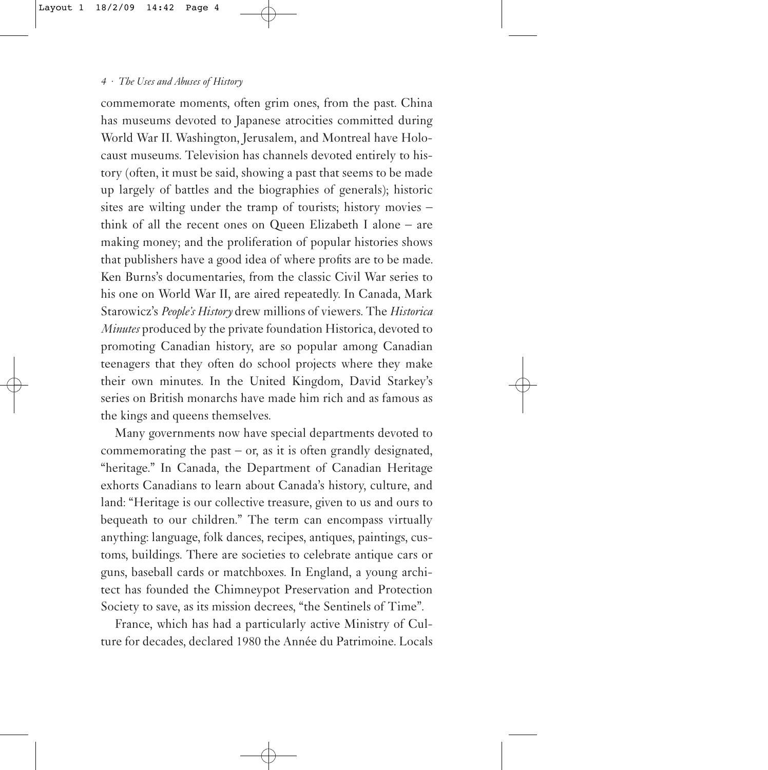commemorate moments, often grim ones, from the past. China has museums devoted to Japanese atrocities committed during World War II. Washington, Jerusalem, and Montreal have Holocaust museums. Television has channels devoted entirely to history (often, it must be said, showing a past that seems to be made up largely of battles and the biographies of generals); historic sites are wilting under the tramp of tourists; history movies – think of all the recent ones on Queen Elizabeth I alone – are making money; and the proliferation of popular histories shows that publishers have a good idea of where profits are to be made. Ken Burns's documentaries, from the classic Civil War series to his one on World War II, are aired repeatedly. In Canada, Mark Starowicz's *People's History* drew millions of viewers. The *Historica Minutes* produced by the private foundation Historica, devoted to promoting Canadian history, are so popular among Canadian teenagers that they often do school projects where they make their own minutes. In the United Kingdom, David Starkey's series on British monarchs have made him rich and as famous as the kings and queens themselves.

Many governments now have special departments devoted to commemorating the past – or, as it is often grandly designated, "heritage." In Canada, the Department of Canadian Heritage exhorts Canadians to learn about Canada's history, culture, and land: "Heritage is our collective treasure, given to us and ours to bequeath to our children." The term can encompass virtually anything: language, folk dances, recipes, antiques, paintings, customs, buildings. There are societies to celebrate antique cars or guns, baseball cards or matchboxes. In England, a young architect has founded the Chimneypot Preservation and Protection Society to save, as its mission decrees, "the Sentinels of Time".

France, which has had a particularly active Ministry of Culture for decades, declared 1980 the Année du Patrimoine. Locals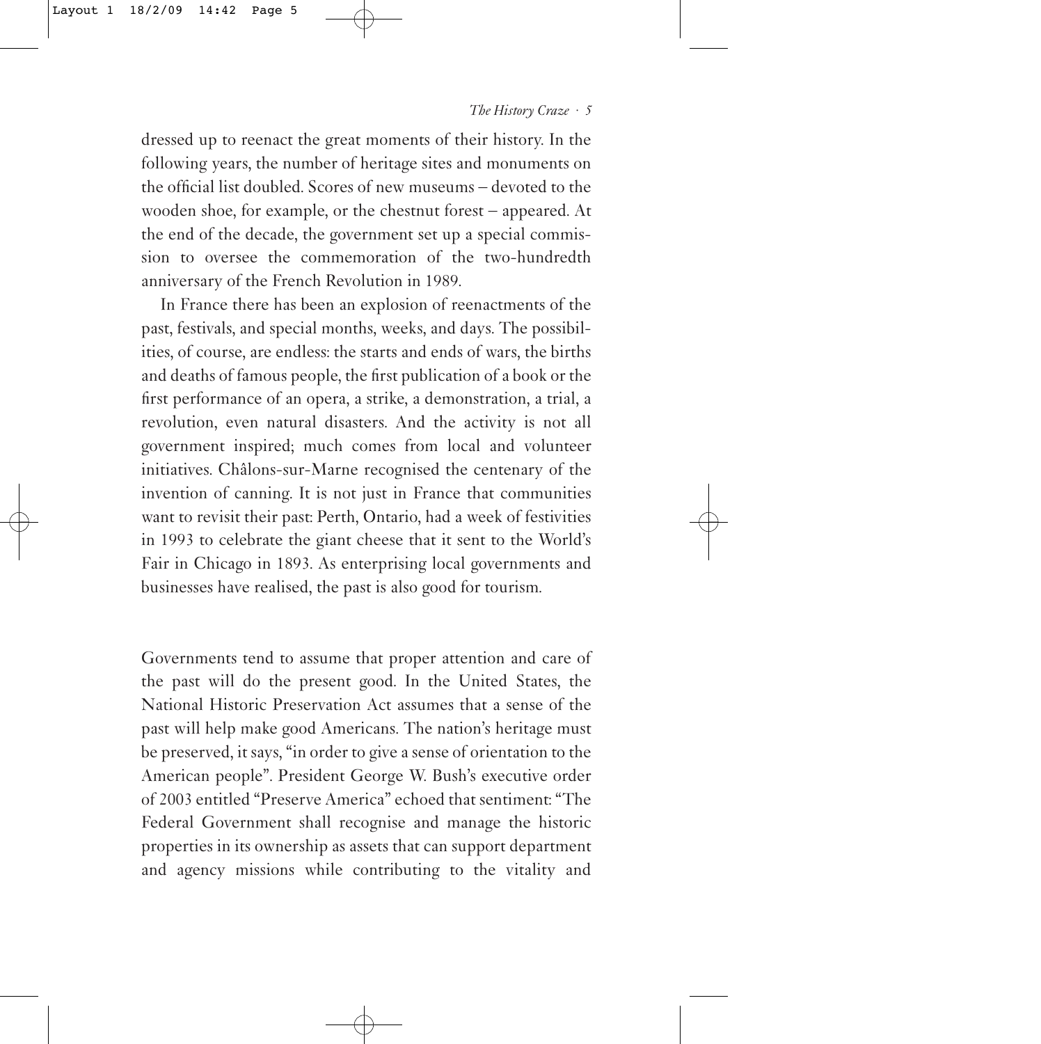dressed up to reenact the great moments of their history. In the following years, the number of heritage sites and monuments on the official list doubled. Scores of new museums – devoted to the wooden shoe, for example, or the chestnut forest – appeared. At the end of the decade, the government set up a special commission to oversee the commemoration of the two-hundredth anniversary of the French Revolution in 1989.

In France there has been an explosion of reenactments of the past, festivals, and special months, weeks, and days. The possibilities, of course, are endless: the starts and ends of wars, the births and deaths of famous people, the first publication of a book or the first performance of an opera, a strike, a demonstration, a trial, a revolution, even natural disasters. And the activity is not all government inspired; much comes from local and volunteer initiatives. Châlons-sur-Marne recognised the centenary of the invention of canning. It is not just in France that communities want to revisit their past: Perth, Ontario, had a week of festivities in 1993 to celebrate the giant cheese that it sent to the World's Fair in Chicago in 1893. As enterprising local governments and businesses have realised, the past is also good for tourism.

Governments tend to assume that proper attention and care of the past will do the present good. In the United States, the National Historic Preservation Act assumes that a sense of the past will help make good Americans. The nation's heritage must be preserved, it says, "in order to give a sense of orientation to the American people". President George W. Bush's executive order of 2003 entitled "Preserve America" echoed that sentiment: "The Federal Government shall recognise and manage the historic properties in its ownership as assets that can support department and agency missions while contributing to the vitality and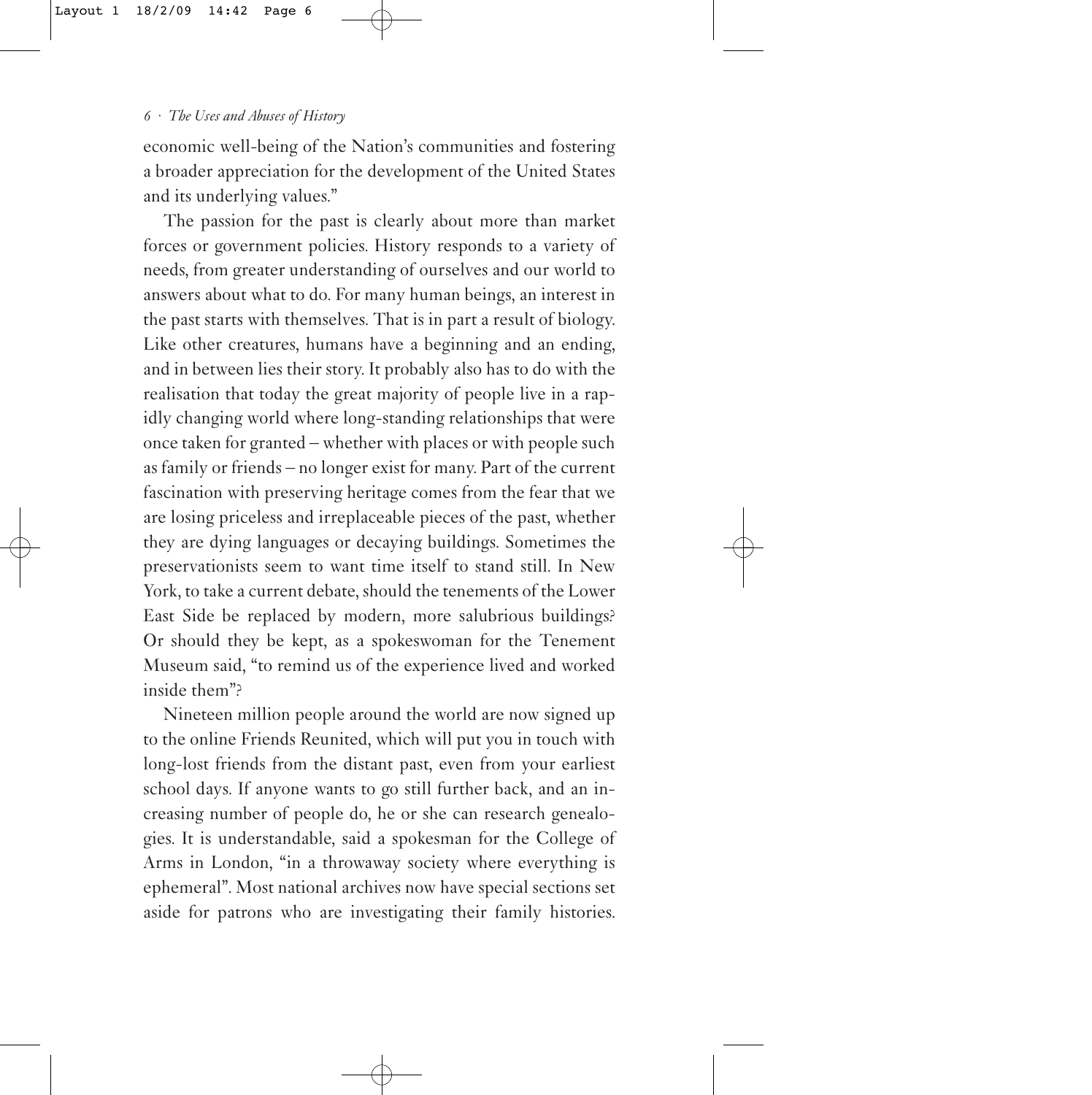economic well-being of the Nation's communities and fostering a broader appreciation for the development of the United States and its underlying values."

The passion for the past is clearly about more than market forces or government policies. History responds to a variety of needs, from greater understanding of ourselves and our world to answers about what to do. For many human beings, an interest in the past starts with themselves. That is in part a result of biology. Like other creatures, humans have a beginning and an ending, and in between lies their story. It probably also has to do with the realisation that today the great majority of people live in a rapidly changing world where long-standing relationships that were once taken for granted – whether with places or with people such as family or friends – no longer exist for many. Part of the current fascination with preserving heritage comes from the fear that we are losing priceless and irreplaceable pieces of the past, whether they are dying languages or decaying buildings. Sometimes the preservationists seem to want time itself to stand still. In New York, to take a current debate, should the tenements of the Lower East Side be replaced by modern, more salubrious buildings? Or should they be kept, as a spokeswoman for the Tenement Museum said, "to remind us of the experience lived and worked inside them"?

Nineteen million people around the world are now signed up to the online Friends Reunited, which will put you in touch with long-lost friends from the distant past, even from your earliest school days. If anyone wants to go still further back, and an increasing number of people do, he or she can research genealogies. It is understandable, said a spokesman for the College of Arms in London, "in a throwaway society where everything is ephemeral". Most national archives now have special sections set aside for patrons who are investigating their family histories.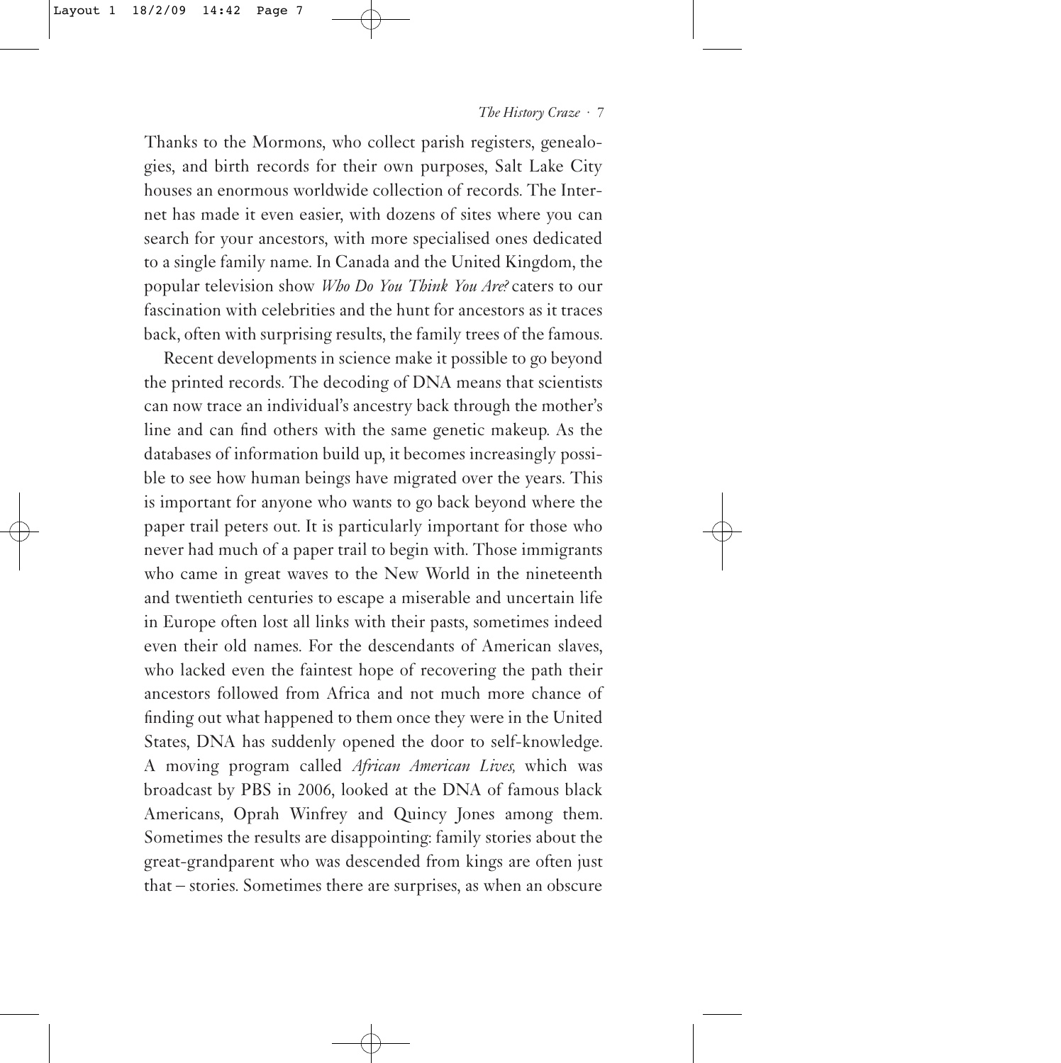Thanks to the Mormons, who collect parish registers, genealogies, and birth records for their own purposes, Salt Lake City houses an enormous worldwide collection of records. The Internet has made it even easier, with dozens of sites where you can search for your ancestors, with more specialised ones dedicated to a single family name. In Canada and the United Kingdom, the popular television show *Who Do You Think You Are?* caters to our fascination with celebrities and the hunt for ancestors as it traces back, often with surprising results, the family trees of the famous.

Recent developments in science make it possible to go beyond the printed records. The decoding of DNA means that scientists can now trace an individual's ancestry back through the mother's line and can find others with the same genetic makeup. As the databases of information build up, it becomes increasingly possible to see how human beings have migrated over the years. This is important for anyone who wants to go back beyond where the paper trail peters out. It is particularly important for those who never had much of a paper trail to begin with. Those immigrants who came in great waves to the New World in the nineteenth and twentieth centuries to escape a miserable and uncertain life in Europe often lost all links with their pasts, sometimes indeed even their old names. For the descendants of American slaves, who lacked even the faintest hope of recovering the path their ancestors followed from Africa and not much more chance of finding out what happened to them once they were in the United States, DNA has suddenly opened the door to self-knowledge. A moving program called *African American Lives,* which was broadcast by PBS in 2006, looked at the DNA of famous black Americans, Oprah Winfrey and Quincy Jones among them. Sometimes the results are disappointing: family stories about the great-grandparent who was descended from kings are often just that – stories. Sometimes there are surprises, as when an obscure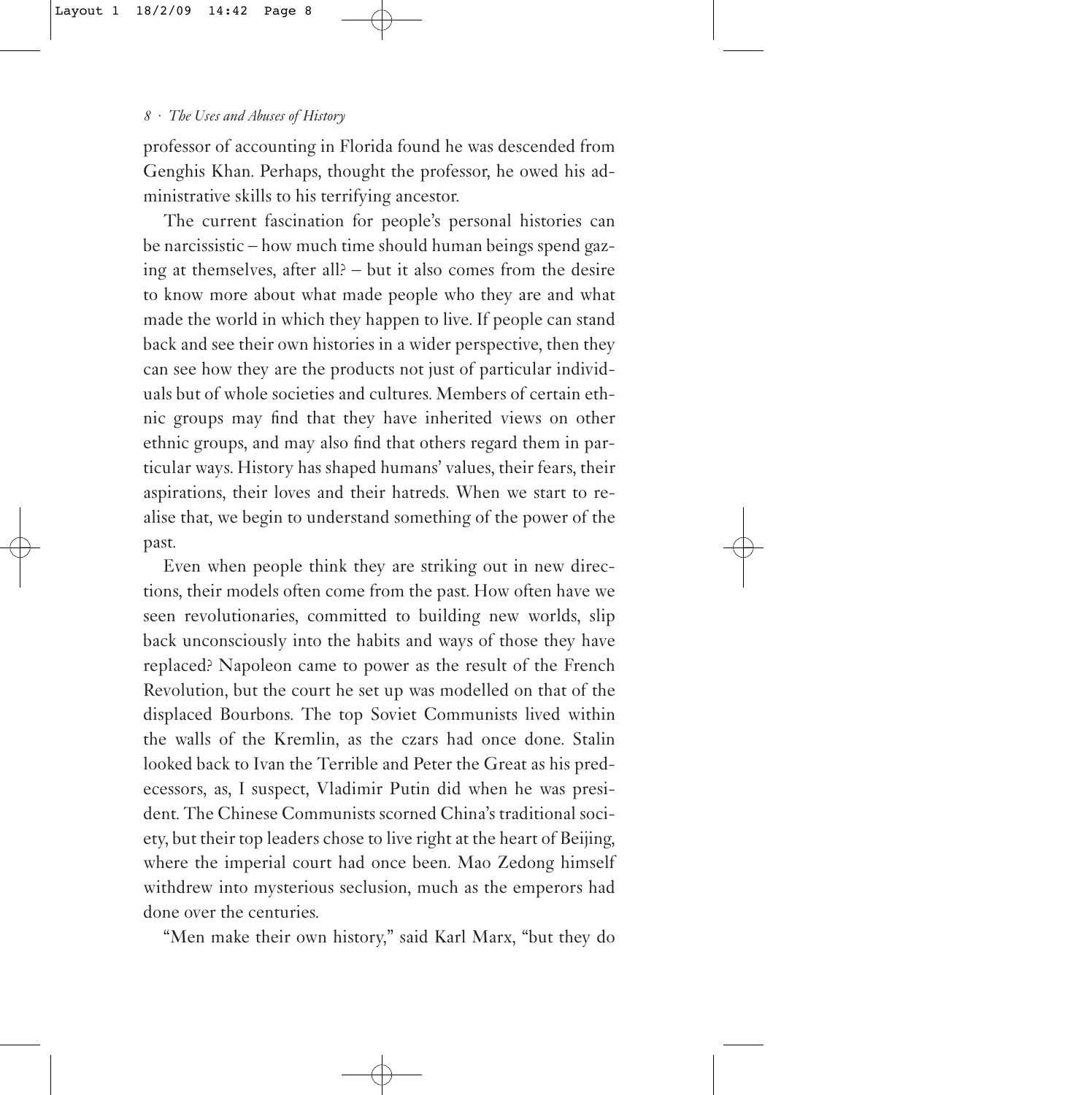professor of accounting in Florida found he was descended from Genghis Khan. Perhaps, thought the professor, he owed his administrative skills to his terrifying ancestor.

The current fascination for people's personal histories can be narcissistic – how much time should human beings spend gazing at themselves, after all? – but it also comes from the desire to know more about what made people who they are and what made the world in which they happen to live. If people can stand back and see their own histories in a wider perspective, then they can see how they are the products not just of particular individuals but of whole societies and cultures. Members of certain ethnic groups may find that they have inherited views on other ethnic groups, and may also find that others regard them in particular ways. History has shaped humans' values, their fears, their aspirations, their loves and their hatreds. When we start to realise that, we begin to understand something of the power of the past.

Even when people think they are striking out in new directions, their models often come from the past. How often have we seen revolutionaries, committed to building new worlds, slip back unconsciously into the habits and ways of those they have replaced? Napoleon came to power as the result of the French Revolution, but the court he set up was modelled on that of the displaced Bourbons. The top Soviet Communists lived within the walls of the Kremlin, as the czars had once done. Stalin looked back to Ivan the Terrible and Peter the Great as his predecessors, as, I suspect, Vladimir Putin did when he was president. The Chinese Communists scorned China's traditional society, but their top leaders chose to live right at the heart of Beijing, where the imperial court had once been. Mao Zedong himself withdrew into mysterious seclusion, much as the emperors had done over the centuries.

"Men make their own history," said Karl Marx, "but they do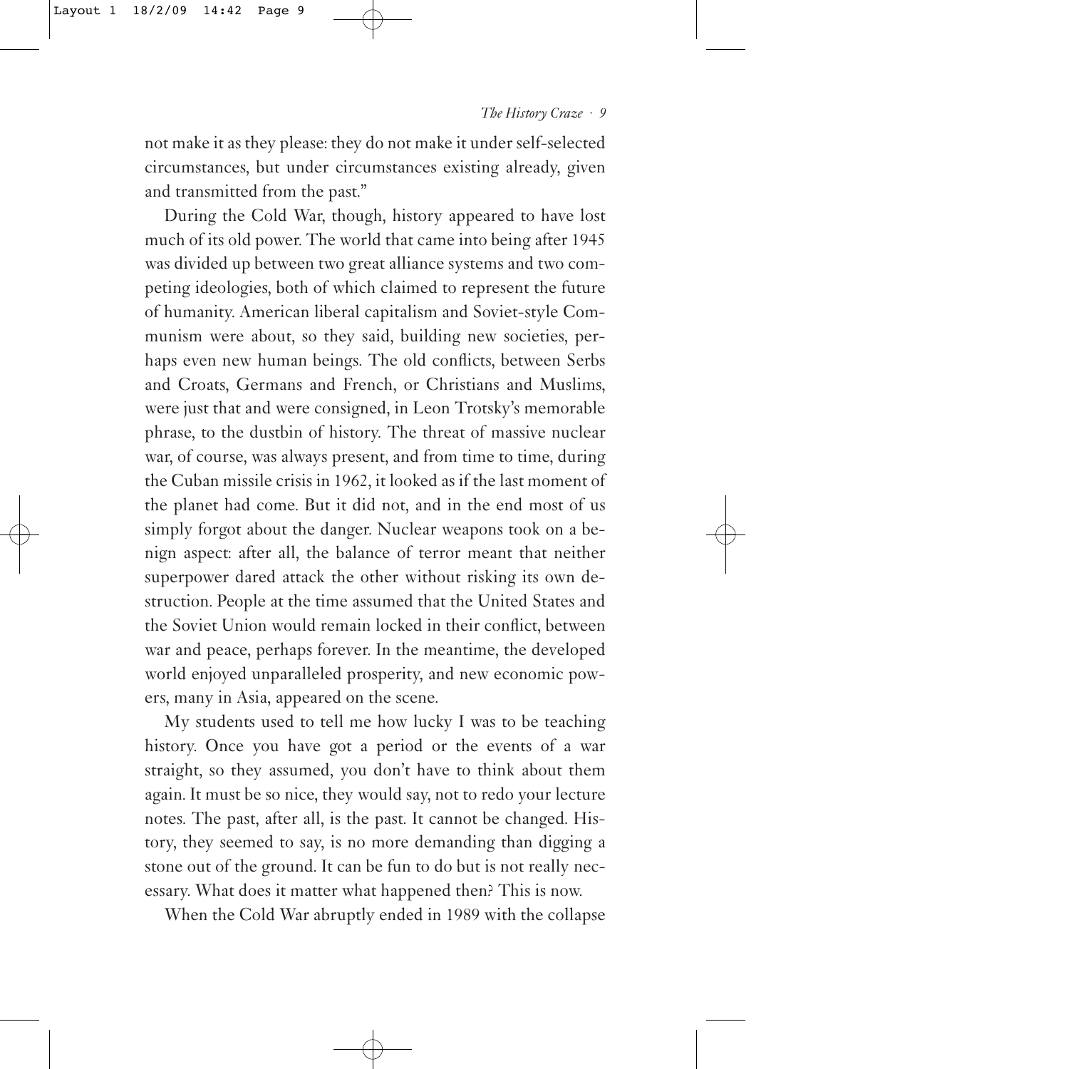not make it as they please: they do not make it under self-selected circumstances, but under circumstances existing already, given and transmitted from the past."

During the Cold War, though, history appeared to have lost much of its old power. The world that came into being after 1945 was divided up between two great alliance systems and two competing ideologies, both of which claimed to represent the future of humanity. American liberal capitalism and Soviet-style Communism were about, so they said, building new societies, perhaps even new human beings. The old conflicts, between Serbs and Croats, Germans and French, or Christians and Muslims, were just that and were consigned, in Leon Trotsky's memorable phrase, to the dustbin of history. The threat of massive nuclear war, of course, was always present, and from time to time, during the Cuban missile crisis in 1962, it looked as if the last moment of the planet had come. But it did not, and in the end most of us simply forgot about the danger. Nuclear weapons took on a benign aspect: after all, the balance of terror meant that neither superpower dared attack the other without risking its own destruction. People at the time assumed that the United States and the Soviet Union would remain locked in their conflict, between war and peace, perhaps forever. In the meantime, the developed world enjoyed unparalleled prosperity, and new economic powers, many in Asia, appeared on the scene.

My students used to tell me how lucky I was to be teaching history. Once you have got a period or the events of a war straight, so they assumed, you don't have to think about them again. It must be so nice, they would say, not to redo your lecture notes. The past, after all, is the past. It cannot be changed. History, they seemed to say, is no more demanding than digging a stone out of the ground. It can be fun to do but is not really necessary. What does it matter what happened then? This is now.

When the Cold War abruptly ended in 1989 with the collapse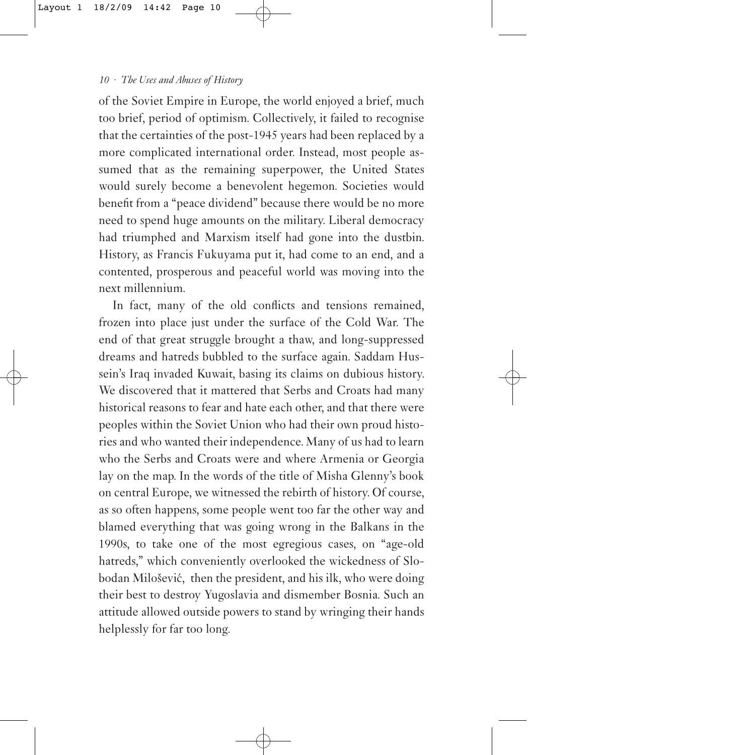of the Soviet Empire in Europe, the world enjoyed a brief, much too brief, period of optimism. Collectively, it failed to recognise that the certainties of the post-1945 years had been replaced by a more complicated international order. Instead, most people assumed that as the remaining superpower, the United States would surely become a benevolent hegemon. Societies would benefit from a "peace dividend" because there would be no more need to spend huge amounts on the military. Liberal democracy had triumphed and Marxism itself had gone into the dustbin. History, as Francis Fukuyama put it, had come to an end, and a contented, prosperous and peaceful world was moving into the next millennium.

In fact, many of the old conflicts and tensions remained, frozen into place just under the surface of the Cold War. The end of that great struggle brought a thaw, and long-suppressed dreams and hatreds bubbled to the surface again. Saddam Hussein's Iraq invaded Kuwait, basing its claims on dubious history. We discovered that it mattered that Serbs and Croats had many historical reasons to fear and hate each other, and that there were peoples within the Soviet Union who had their own proud histories and who wanted their independence. Many of us had to learn who the Serbs and Croats were and where Armenia or Georgia lay on the map. In the words of the title of Misha Glenny's book on central Europe, we witnessed the rebirth of history. Of course, as so often happens, some people went too far the other way and blamed everything that was going wrong in the Balkans in the 1990s, to take one of the most egregious cases, on "age-old hatreds," which conveniently overlooked the wickedness of Slobodan Milošević, then the president, and his ilk, who were doing their best to destroy Yugoslavia and dismember Bosnia. Such an attitude allowed outside powers to stand by wringing their hands helplessly for far too long.